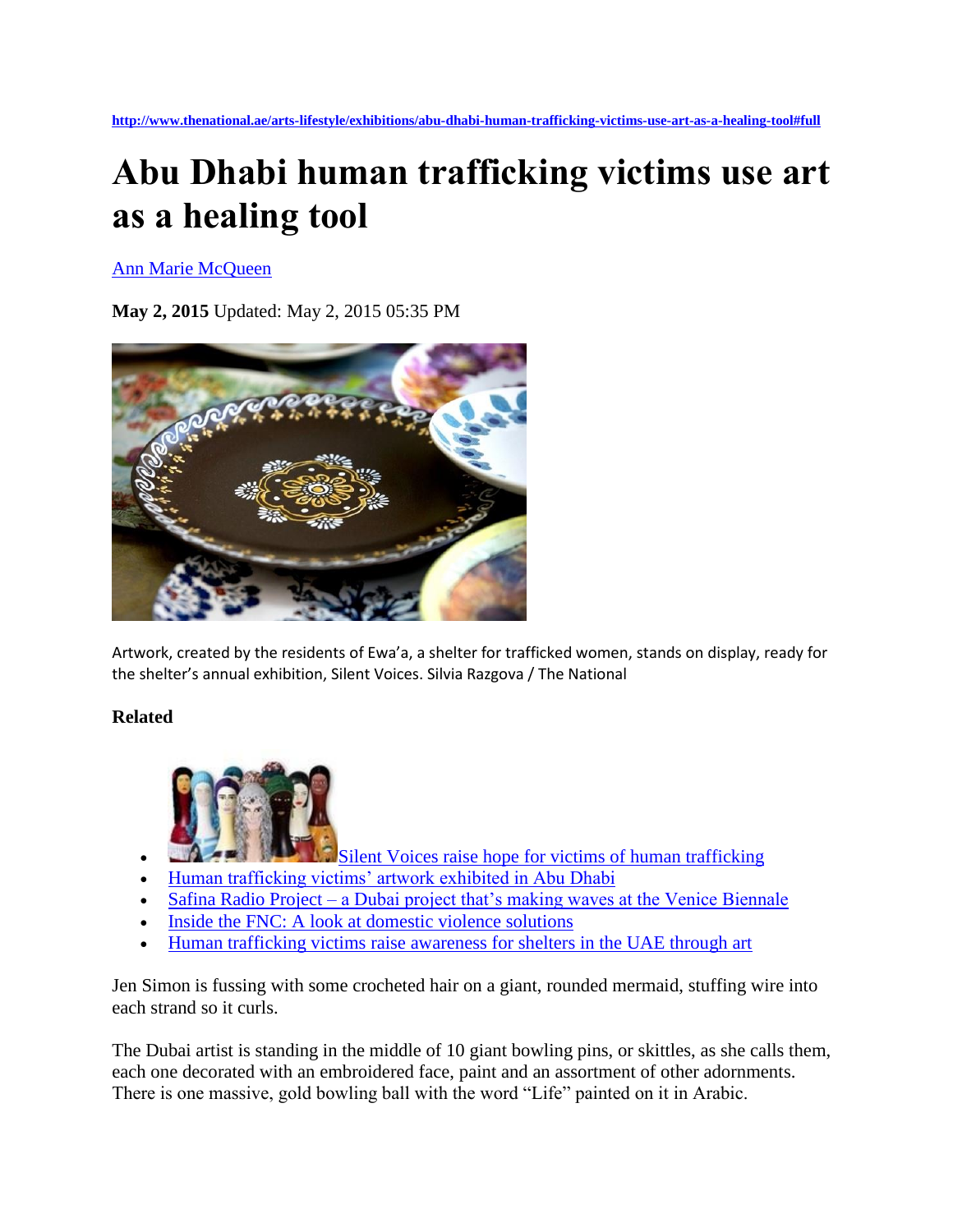http://www.thenational.ae/arts-lifestyle/exhibitions/abu-dhabi-human-trafficking-victims-use-art-as-a-healing-tool#full

# Abu Dhabi human trafficking victims use art as a healing tool

Ann Marie McQueen

**May 2, 2015** Updated: May 2, 2015 05:35 PM

Artwork, created by the residents of Ewa'a, a shelter for trafficked women, stands on display, ready for the shelter's annual exhibition, Silent Voices. Silvia Razgova / The National

**Related**

- Silent Voices raise hope for victims of human trafficking
- Human trafficking victims' artwork exhibited in Abu Dhabi
- Safina Radio Project – a Dubai project that's making waves at the Venice Biennale
- Inside the FNC: A look at domestic violence solutions
- Human trafficking victims raise awareness for shelters in the UAE through art

Jen Simon is fussing with some crocheted hair on a giant, rounded mermaid, stuffing wire into each strand so it curls.

The Dubai artist is standing in the middle of 10 giant bowling pins, or skittles, as she calls them, each one decorated with an embroidered face, paint and an assortment of other adornments. There is one massive, gold bowling ball with the word "Life" painted on it in Arabic.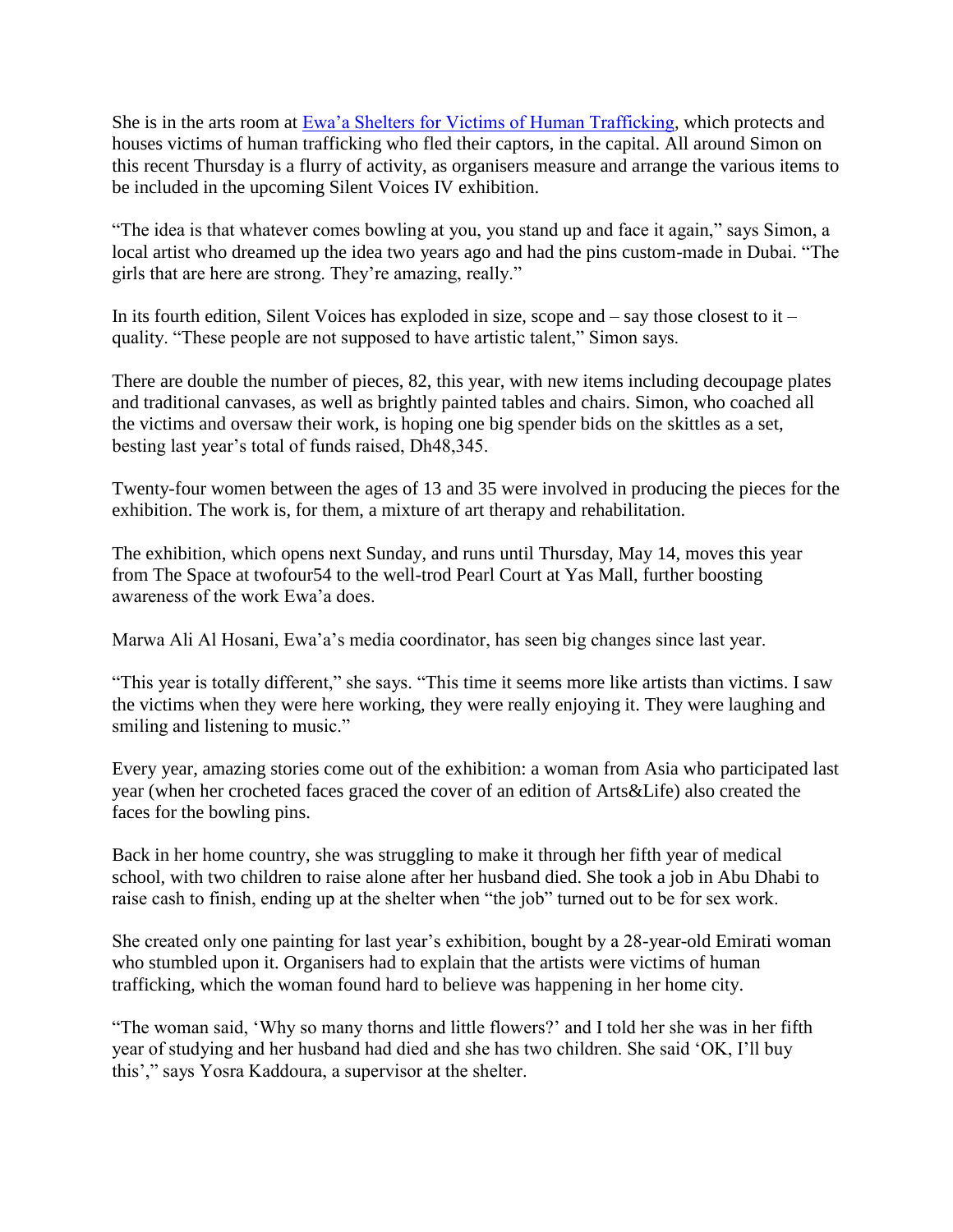She is in the arts room at [Ewa'a Shelters for Victims of Human Trafficking](), which protects and houses victims of human trafficking who fled their captors, in the capital. All around Simon on this recent Thursday is a flurry of activity, as organisers measure and arrange the various items to be included in the upcoming Silent Voices IV exhibition.

"The idea is that whatever comes bowling at you, you stand up and face it again," says Simon, a local artist who dreamed up the idea two years ago and had the pins custom-made in Dubai. "The girls that are here are strong. They're amazing, really."

In its fourth edition, Silent Voices has exploded in size, scope and – say those closest to it – quality. "These people are not supposed to have artistic talent," Simon says.

There are double the number of pieces, 82, this year, with new items including decoupage plates and traditional canvases, as well as brightly painted tables and chairs. Simon, who coached all the victims and oversaw their work, is hoping one big spender bids on the skittles as a set, besting last year's total of funds raised, Dh48,345.

Twenty-four women between the ages of 13 and 35 were involved in producing the pieces for the exhibition. The work is, for them, a mixture of art therapy and rehabilitation.

The exhibition, which opens next Sunday, and runs until Thursday, May 14, moves this year from The Space at twofour54 to the well-trod Pearl Court at Yas Mall, further boosting awareness of the work Ewa'a does.

Marwa Ali Al Hosani, Ewa'a's media coordinator, has seen big changes since last year.

"This year is totally different," she says. "This time it seems more like artists than victims. I saw the victims when they were here working, they were really enjoying it. They were laughing and smiling and listening to music."

Every year, amazing stories come out of the exhibition: a woman from Asia who participated last year (when her crocheted faces graced the cover of an edition of Arts&Life) also created the faces for the bowling pins.

Back in her home country, she was struggling to make it through her fifth year of medical school, with two children to raise alone after her husband died. She took a job in Abu Dhabi to raise cash to finish, ending up at the shelter when "the job" turned out to be for sex work.

She created only one painting for last year's exhibition, bought by a 28-year-old Emirati woman who stumbled upon it. Organisers had to explain that the artists were victims of human trafficking, which the woman found hard to believe was happening in her home city.

"The woman said, 'Why so many thorns and little flowers?' and I told her she was in her fifth year of studying and her husband had died and she has two children. She said 'OK, I'll buy this'," says Yosra Kaddoura, a supervisor at the shelter.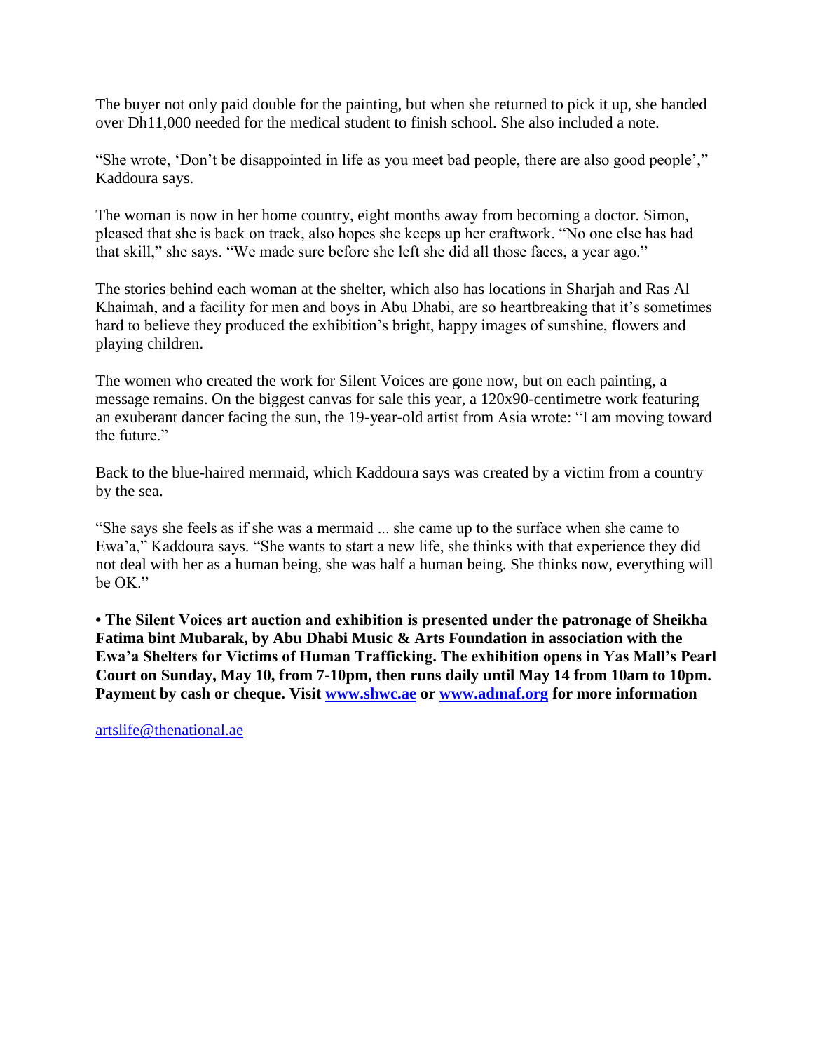The buyer not only paid double for the painting, but when she returned to pick it up, she handed over Dh11,000 needed for the medical student to finish school. She also included a note.

“She wrote, ‘Don’t be disappointed in life as you meet bad people, there are also good people’,” Kaddoura says.

The woman is now in her home country, eight months away from becoming a doctor. Simon, pleased that she is back on track, also hopes she keeps up her craftwork. “No one else has had that skill,” she says. “We made sure before she left she did all those faces, a year ago.”

The stories behind each woman at the shelter, which also has locations in Sharjah and Ras Al Khaimah, and a facility for men and boys in Abu Dhabi, are so heartbreaking that it’s sometimes hard to believe they produced the exhibition’s bright, happy images of sunshine, flowers and playing children.

The women who created the work for Silent Voices are gone now, but on each painting, a message remains. On the biggest canvas for sale this year, a 120x90-centimetre work featuring an exuberant dancer facing the sun, the 19-year-old artist from Asia wrote: “I am moving toward the future.”

Back to the blue-haired mermaid, which Kaddoura says was created by a victim from a country by the sea.

“She says she feels as if she was a mermaid ... she came up to the surface when she came to Ewa’a,” Kaddoura says. “She wants to start a new life, she thinks with that experience they did not deal with her as a human being, she was half a human being. She thinks now, everything will be OK.”

**• The Silent Voices art auction and exhibition is presented under the patronage of Sheikha Fatima bint Mubarak, by Abu Dhabi Music & Arts Foundation in association with the Ewa’a Shelters for Victims of Human Trafficking. The exhibition opens in Yas Mall’s Pearl Court on Sunday, May 10, from 7-10pm, then runs daily until May 14 from 10am to 10pm. Payment by cash or cheque. Visit [www.shwc.ae](http://www.shwc.ae) or [www.admaf.org](http://www.admaf.org) for more information**

[artslife@thenational.ae](mailto:artslife@thenational.ae)